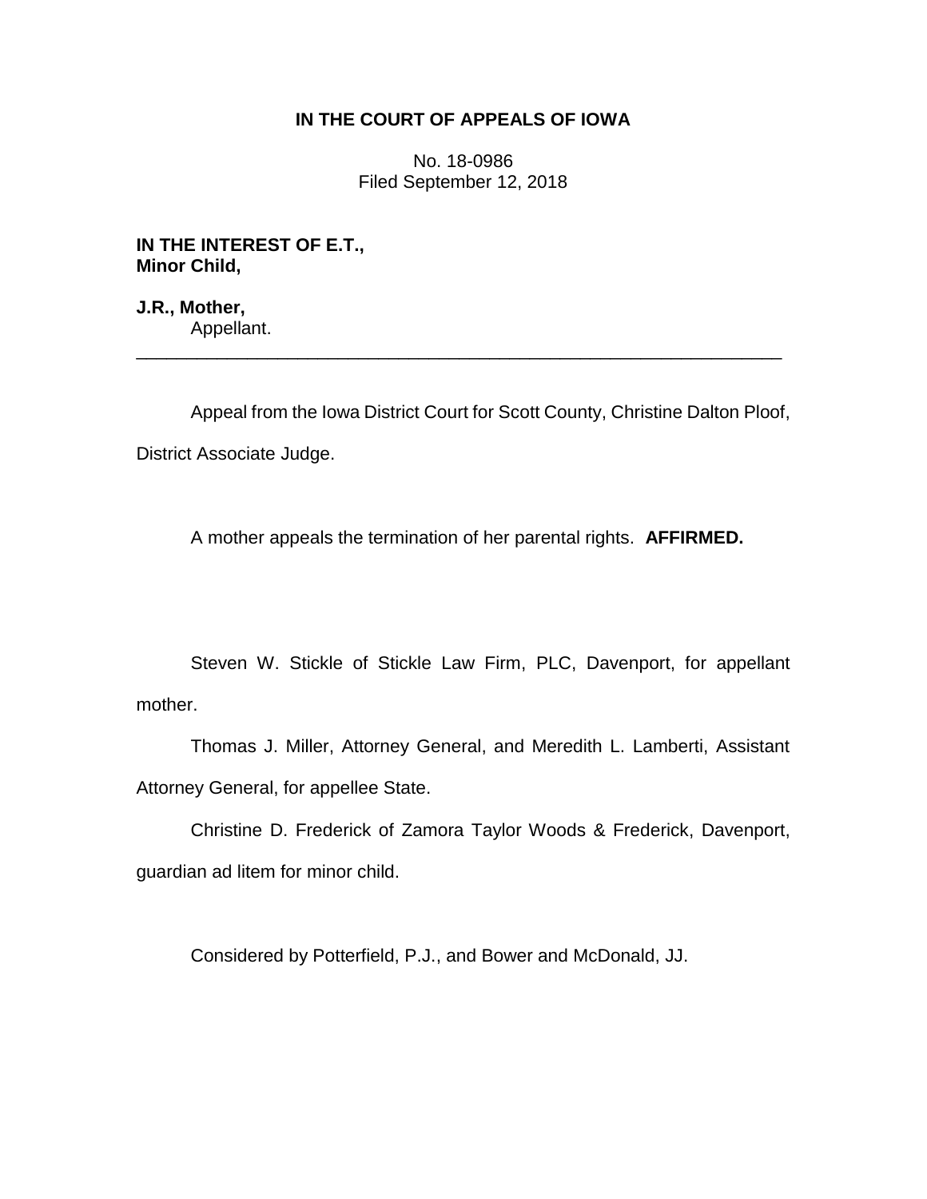# IN THE COURT OF APPEALS OF IOWA

No. 18-0986
Filed September 12, 2018

**IN THE INTEREST OF E.T.,**
**Minor Child,**

**J.R., Mother,**
Appellant.

---

Appeal from the Iowa District Court for Scott County, Christine Dalton Ploof, District Associate Judge.

A mother appeals the termination of her parental rights. **AFFIRMED.**

Steven W. Stickle of Stickle Law Firm, PLC, Davenport, for appellant mother.

Thomas J. Miller, Attorney General, and Meredith L. Lamberti, Assistant Attorney General, for appellee State.

Christine D. Frederick of Zamora Taylor Woods & Frederick, Davenport, guardian ad litem for minor child.

Considered by Potterfield, P.J., and Bower and McDonald, JJ.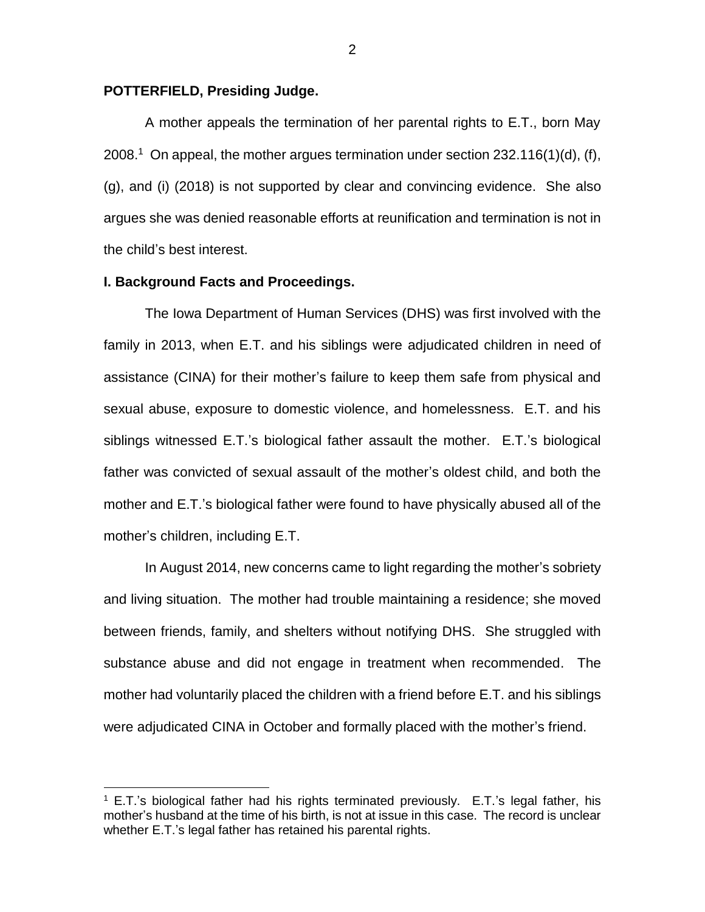**POTTERFIELD, Presiding Judge.**

A mother appeals the termination of her parental rights to E.T., born May 2008.[1] On appeal, the mother argues termination under section 232.116(1)(d), (f), (g), and (i) (2018) is not supported by clear and convincing evidence. She also argues she was denied reasonable efforts at reunification and termination is not in the child's best interest.

**I. Background Facts and Proceedings.**

The Iowa Department of Human Services (DHS) was first involved with the family in 2013, when E.T. and his siblings were adjudicated children in need of assistance (CINA) for their mother's failure to keep them safe from physical and sexual abuse, exposure to domestic violence, and homelessness. E.T. and his siblings witnessed E.T.'s biological father assault the mother. E.T.'s biological father was convicted of sexual assault of the mother's oldest child, and both the mother and E.T.'s biological father were found to have physically abused all of the mother's children, including E.T.

In August 2014, new concerns came to light regarding the mother's sobriety and living situation. The mother had trouble maintaining a residence; she moved between friends, family, and shelters without notifying DHS. She struggled with substance abuse and did not engage in treatment when recommended. The mother had voluntarily placed the children with a friend before E.T. and his siblings were adjudicated CINA in October and formally placed with the mother's friend.

[1] E.T.'s biological father had his rights terminated previously. E.T.'s legal father, his mother's husband at the time of his birth, is not at issue in this case. The record is unclear whether E.T.'s legal father has retained his parental rights.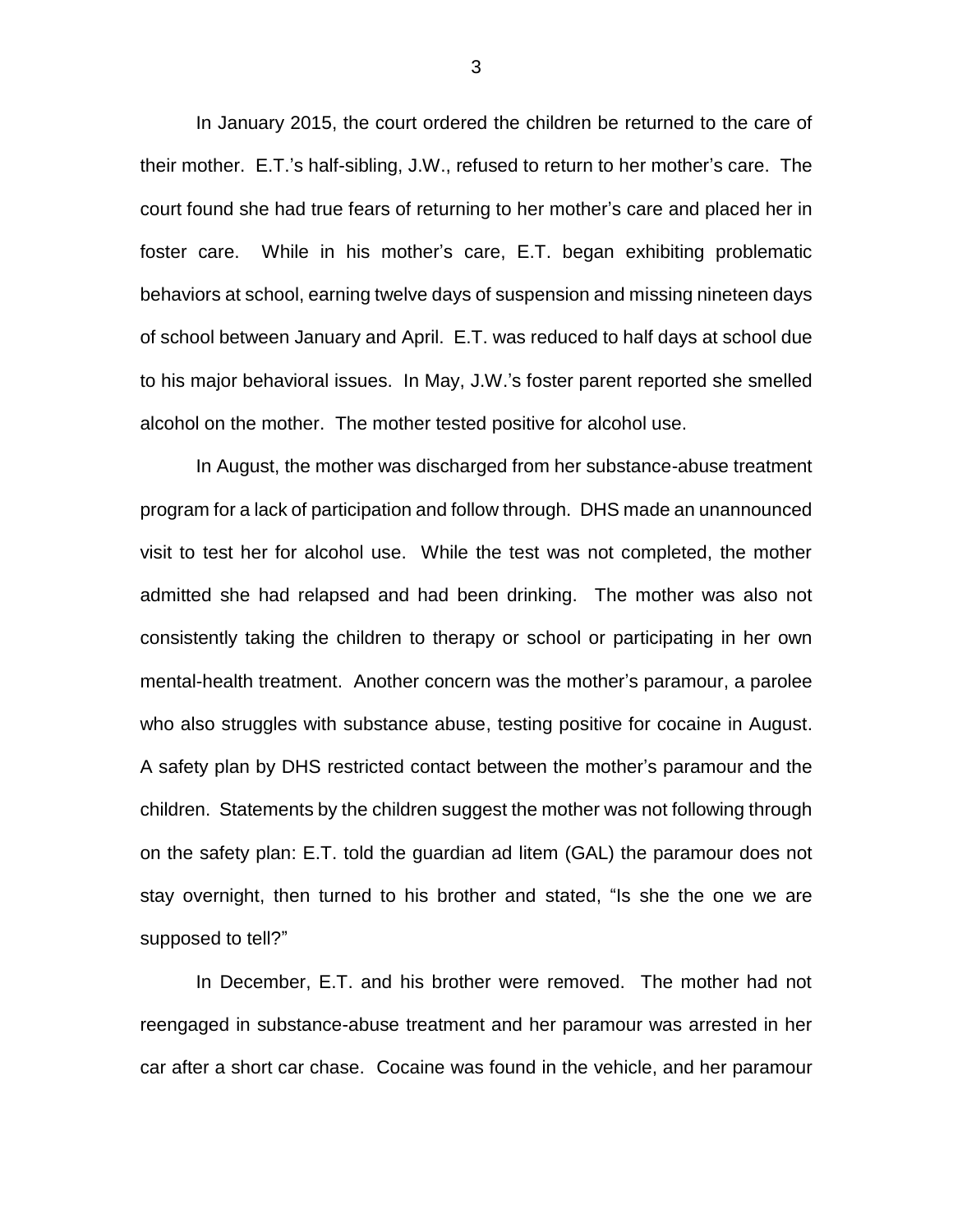In January 2015, the court ordered the children be returned to the care of their mother. E.T.'s half-sibling, J.W., refused to return to her mother's care. The court found she had true fears of returning to her mother's care and placed her in foster care. While in his mother's care, E.T. began exhibiting problematic behaviors at school, earning twelve days of suspension and missing nineteen days of school between January and April. E.T. was reduced to half days at school due to his major behavioral issues. In May, J.W.'s foster parent reported she smelled alcohol on the mother. The mother tested positive for alcohol use.

In August, the mother was discharged from her substance-abuse treatment program for a lack of participation and follow through. DHS made an unannounced visit to test her for alcohol use. While the test was not completed, the mother admitted she had relapsed and had been drinking. The mother was also not consistently taking the children to therapy or school or participating in her own mental-health treatment. Another concern was the mother's paramour, a parolee who also struggles with substance abuse, testing positive for cocaine in August. A safety plan by DHS restricted contact between the mother's paramour and the children. Statements by the children suggest the mother was not following through on the safety plan: E.T. told the guardian ad litem (GAL) the paramour does not stay overnight, then turned to his brother and stated, "Is she the one we are supposed to tell?"

In December, E.T. and his brother were removed. The mother had not reengaged in substance-abuse treatment and her paramour was arrested in her car after a short car chase. Cocaine was found in the vehicle, and her paramour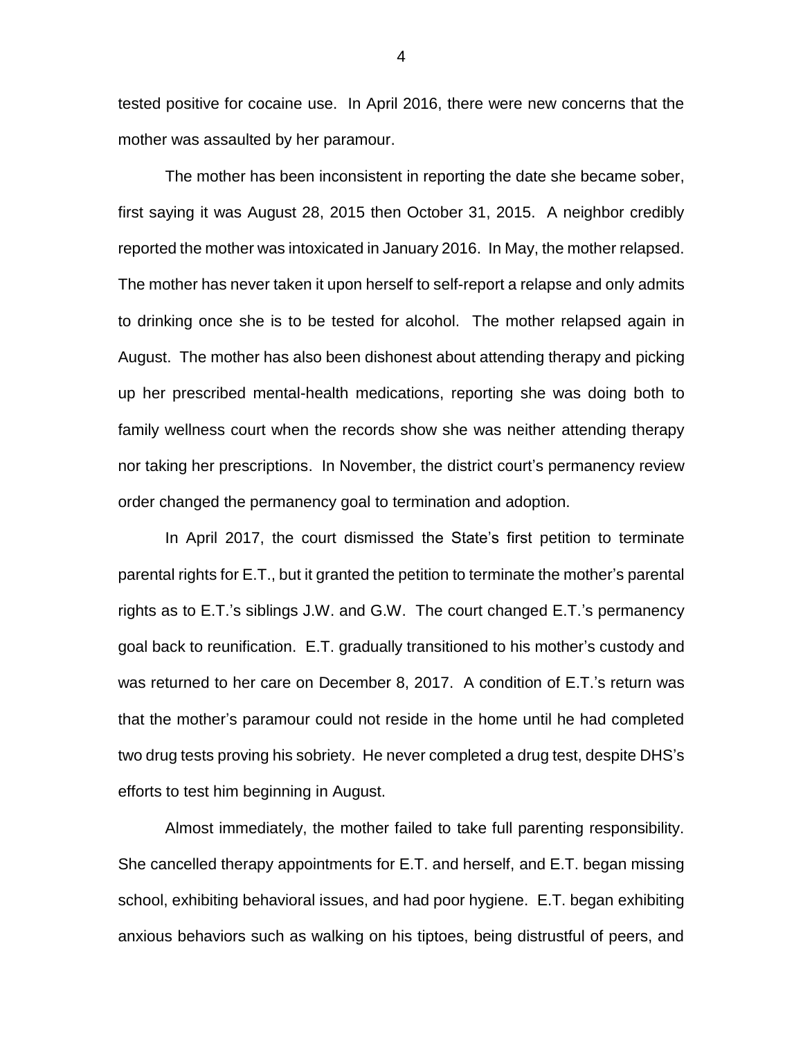tested positive for cocaine use. In April 2016, there were new concerns that the mother was assaulted by her paramour.

The mother has been inconsistent in reporting the date she became sober, first saying it was August 28, 2015 then October 31, 2015. A neighbor credibly reported the mother was intoxicated in January 2016. In May, the mother relapsed. The mother has never taken it upon herself to self-report a relapse and only admits to drinking once she is to be tested for alcohol. The mother relapsed again in August. The mother has also been dishonest about attending therapy and picking up her prescribed mental-health medications, reporting she was doing both to family wellness court when the records show she was neither attending therapy nor taking her prescriptions. In November, the district court's permanency review order changed the permanency goal to termination and adoption.

In April 2017, the court dismissed the State's first petition to terminate parental rights for E.T., but it granted the petition to terminate the mother's parental rights as to E.T.'s siblings J.W. and G.W. The court changed E.T.'s permanency goal back to reunification. E.T. gradually transitioned to his mother's custody and was returned to her care on December 8, 2017. A condition of E.T.'s return was that the mother's paramour could not reside in the home until he had completed two drug tests proving his sobriety. He never completed a drug test, despite DHS's efforts to test him beginning in August.

Almost immediately, the mother failed to take full parenting responsibility. She cancelled therapy appointments for E.T. and herself, and E.T. began missing school, exhibiting behavioral issues, and had poor hygiene. E.T. began exhibiting anxious behaviors such as walking on his tiptoes, being distrustful of peers, and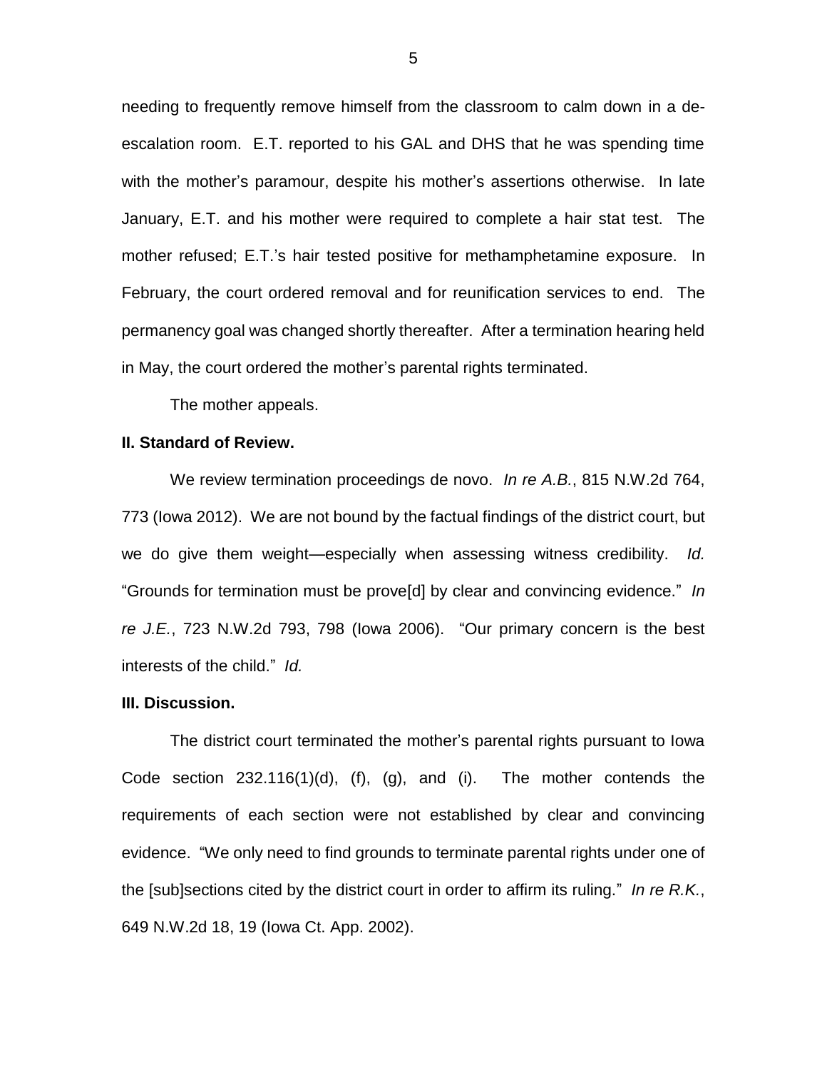needing to frequently remove himself from the classroom to calm down in a de-escalation room. E.T. reported to his GAL and DHS that he was spending time with the mother's paramour, despite his mother's assertions otherwise. In late January, E.T. and his mother were required to complete a hair stat test. The mother refused; E.T.'s hair tested positive for methamphetamine exposure. In February, the court ordered removal and for reunification services to end. The permanency goal was changed shortly thereafter. After a termination hearing held in May, the court ordered the mother's parental rights terminated.

The mother appeals.

**II. Standard of Review.**

We review termination proceedings de novo. *In re A.B.*, 815 N.W.2d 764, 773 (Iowa 2012). We are not bound by the factual findings of the district court, but we do give them weight—especially when assessing witness credibility. *Id.* "Grounds for termination must be prove[d] by clear and convincing evidence." *In re J.E.*, 723 N.W.2d 793, 798 (Iowa 2006). "Our primary concern is the best interests of the child." *Id.*

**III. Discussion.**

The district court terminated the mother's parental rights pursuant to Iowa Code section 232.116(1)(d), (f), (g), and (i). The mother contends the requirements of each section were not established by clear and convincing evidence. "We only need to find grounds to terminate parental rights under one of the [sub]sections cited by the district court in order to affirm its ruling." *In re R.K.*, 649 N.W.2d 18, 19 (Iowa Ct. App. 2002).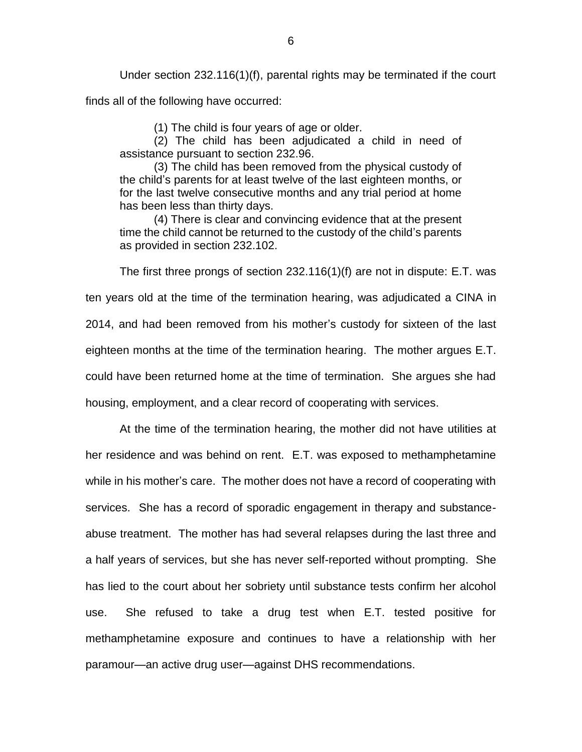Under section 232.116(1)(f), parental rights may be terminated if the court finds all of the following have occurred:

> (1) The child is four years of age or older.
>
> (2) The child has been adjudicated a child in need of assistance pursuant to section 232.96.
>
> (3) The child has been removed from the physical custody of the child's parents for at least twelve of the last eighteen months, or for the last twelve consecutive months and any trial period at home has been less than thirty days.
>
> (4) There is clear and convincing evidence that at the present time the child cannot be returned to the custody of the child's parents as provided in section 232.102.

The first three prongs of section 232.116(1)(f) are not in dispute: E.T. was ten years old at the time of the termination hearing, was adjudicated a CINA in 2014, and had been removed from his mother's custody for sixteen of the last eighteen months at the time of the termination hearing. The mother argues E.T. could have been returned home at the time of termination. She argues she had housing, employment, and a clear record of cooperating with services.

At the time of the termination hearing, the mother did not have utilities at her residence and was behind on rent. E.T. was exposed to methamphetamine while in his mother's care. The mother does not have a record of cooperating with services. She has a record of sporadic engagement in therapy and substance-abuse treatment. The mother has had several relapses during the last three and a half years of services, but she has never self-reported without prompting. She has lied to the court about her sobriety until substance tests confirm her alcohol use. She refused to take a drug test when E.T. tested positive for methamphetamine exposure and continues to have a relationship with her paramour—an active drug user—against DHS recommendations.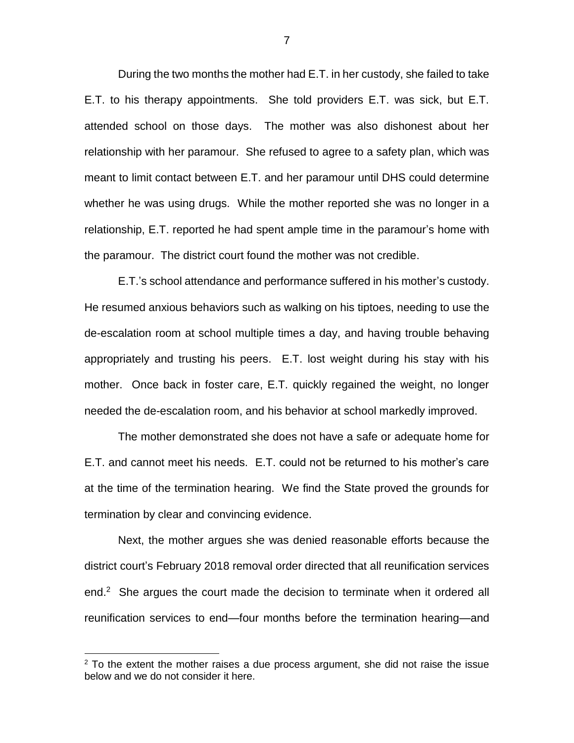During the two months the mother had E.T. in her custody, she failed to take E.T. to his therapy appointments. She told providers E.T. was sick, but E.T. attended school on those days. The mother was also dishonest about her relationship with her paramour. She refused to agree to a safety plan, which was meant to limit contact between E.T. and her paramour until DHS could determine whether he was using drugs. While the mother reported she was no longer in a relationship, E.T. reported he had spent ample time in the paramour's home with the paramour. The district court found the mother was not credible.

E.T.'s school attendance and performance suffered in his mother's custody. He resumed anxious behaviors such as walking on his tiptoes, needing to use the de-escalation room at school multiple times a day, and having trouble behaving appropriately and trusting his peers. E.T. lost weight during his stay with his mother. Once back in foster care, E.T. quickly regained the weight, no longer needed the de-escalation room, and his behavior at school markedly improved.

The mother demonstrated she does not have a safe or adequate home for E.T. and cannot meet his needs. E.T. could not be returned to his mother's care at the time of the termination hearing. We find the State proved the grounds for termination by clear and convincing evidence.

Next, the mother argues she was denied reasonable efforts because the district court's February 2018 removal order directed that all reunification services end.[2] She argues the court made the decision to terminate when it ordered all reunification services to end—four months before the termination hearing—and

[2] To the extent the mother raises a due process argument, she did not raise the issue below and we do not consider it here.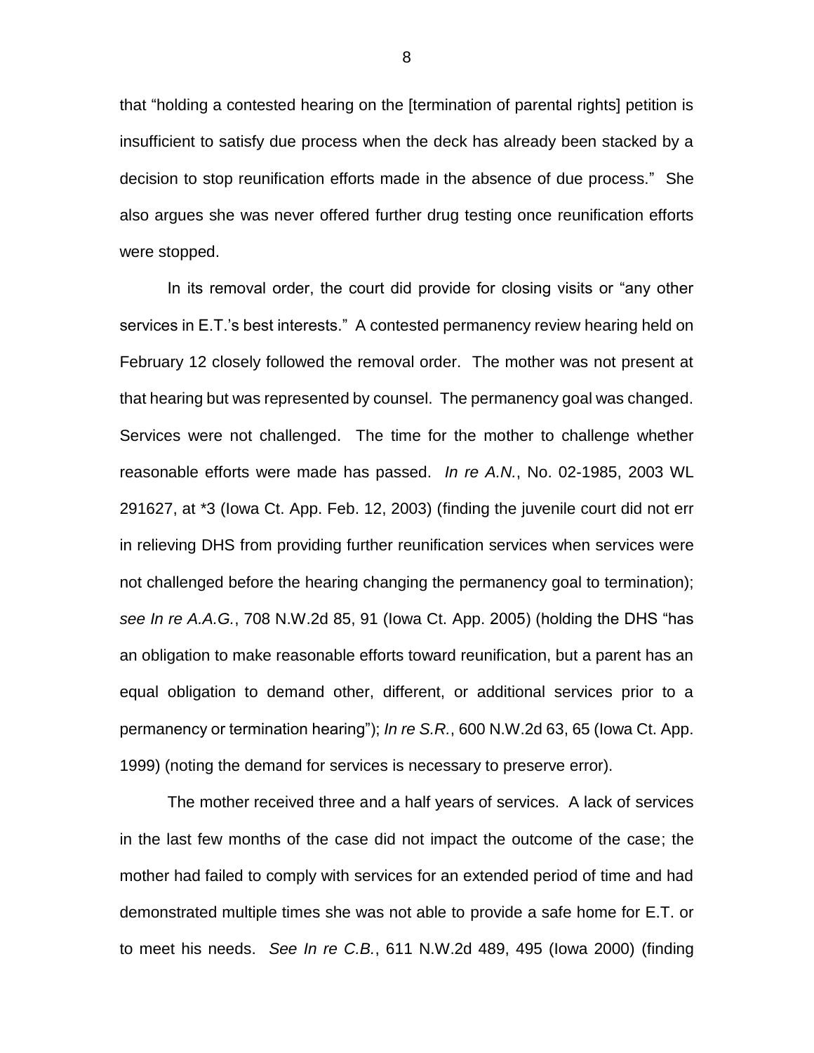that "holding a contested hearing on the [termination of parental rights] petition is insufficient to satisfy due process when the deck has already been stacked by a decision to stop reunification efforts made in the absence of due process." She also argues she was never offered further drug testing once reunification efforts were stopped.

In its removal order, the court did provide for closing visits or "any other services in E.T.'s best interests." A contested permanency review hearing held on February 12 closely followed the removal order. The mother was not present at that hearing but was represented by counsel. The permanency goal was changed. Services were not challenged. The time for the mother to challenge whether reasonable efforts were made has passed. *In re A.N.*, No. 02-1985, 2003 WL 291627, at *3 (Iowa Ct. App. Feb. 12, 2003) (finding the juvenile court did not err in relieving DHS from providing further reunification services when services were not challenged before the hearing changing the permanency goal to termination); *see In re A.A.G.*, 708 N.W.2d 85, 91 (Iowa Ct. App. 2005) (holding the DHS "has an obligation to make reasonable efforts toward reunification, but a parent has an equal obligation to demand other, different, or additional services prior to a permanency or termination hearing"); *In re S.R.*, 600 N.W.2d 63, 65 (Iowa Ct. App. 1999) (noting the demand for services is necessary to preserve error).

The mother received three and a half years of services. A lack of services in the last few months of the case did not impact the outcome of the case; the mother had failed to comply with services for an extended period of time and had demonstrated multiple times she was not able to provide a safe home for E.T. or to meet his needs. *See In re C.B.*, 611 N.W.2d 489, 495 (Iowa 2000) (finding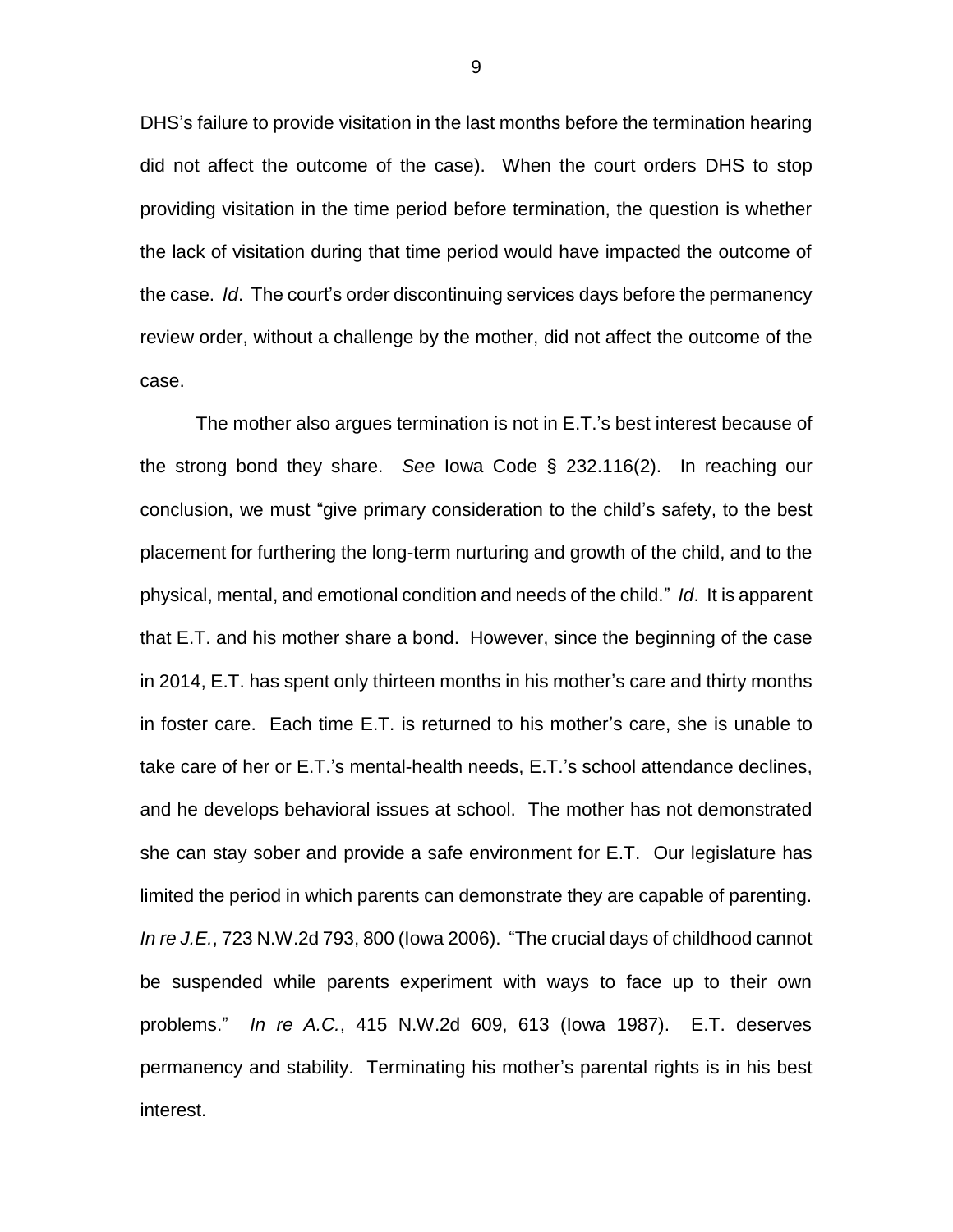DHS's failure to provide visitation in the last months before the termination hearing did not affect the outcome of the case). When the court orders DHS to stop providing visitation in the time period before termination, the question is whether the lack of visitation during that time period would have impacted the outcome of the case. *Id*. The court's order discontinuing services days before the permanency review order, without a challenge by the mother, did not affect the outcome of the case.

The mother also argues termination is not in E.T.'s best interest because of the strong bond they share. *See* Iowa Code § 232.116(2). In reaching our conclusion, we must "give primary consideration to the child's safety, to the best placement for furthering the long-term nurturing and growth of the child, and to the physical, mental, and emotional condition and needs of the child." *Id*. It is apparent that E.T. and his mother share a bond. However, since the beginning of the case in 2014, E.T. has spent only thirteen months in his mother's care and thirty months in foster care. Each time E.T. is returned to his mother's care, she is unable to take care of her or E.T.'s mental-health needs, E.T.'s school attendance declines, and he develops behavioral issues at school. The mother has not demonstrated she can stay sober and provide a safe environment for E.T. Our legislature has limited the period in which parents can demonstrate they are capable of parenting. *In re J.E.*, 723 N.W.2d 793, 800 (Iowa 2006). "The crucial days of childhood cannot be suspended while parents experiment with ways to face up to their own problems." *In re A.C.*, 415 N.W.2d 609, 613 (Iowa 1987). E.T. deserves permanency and stability. Terminating his mother's parental rights is in his best interest.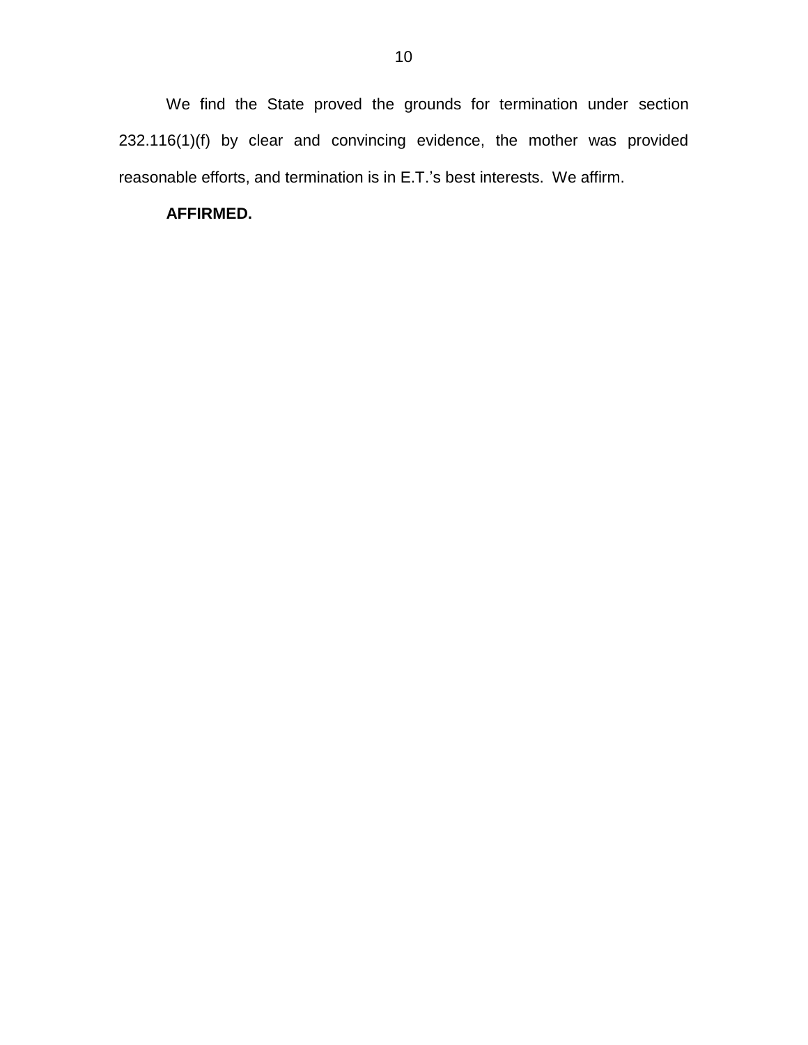We find the State proved the grounds for termination under section 232.116(1)(f) by clear and convincing evidence, the mother was provided reasonable efforts, and termination is in E.T.'s best interests. We affirm.

**AFFIRMED.**